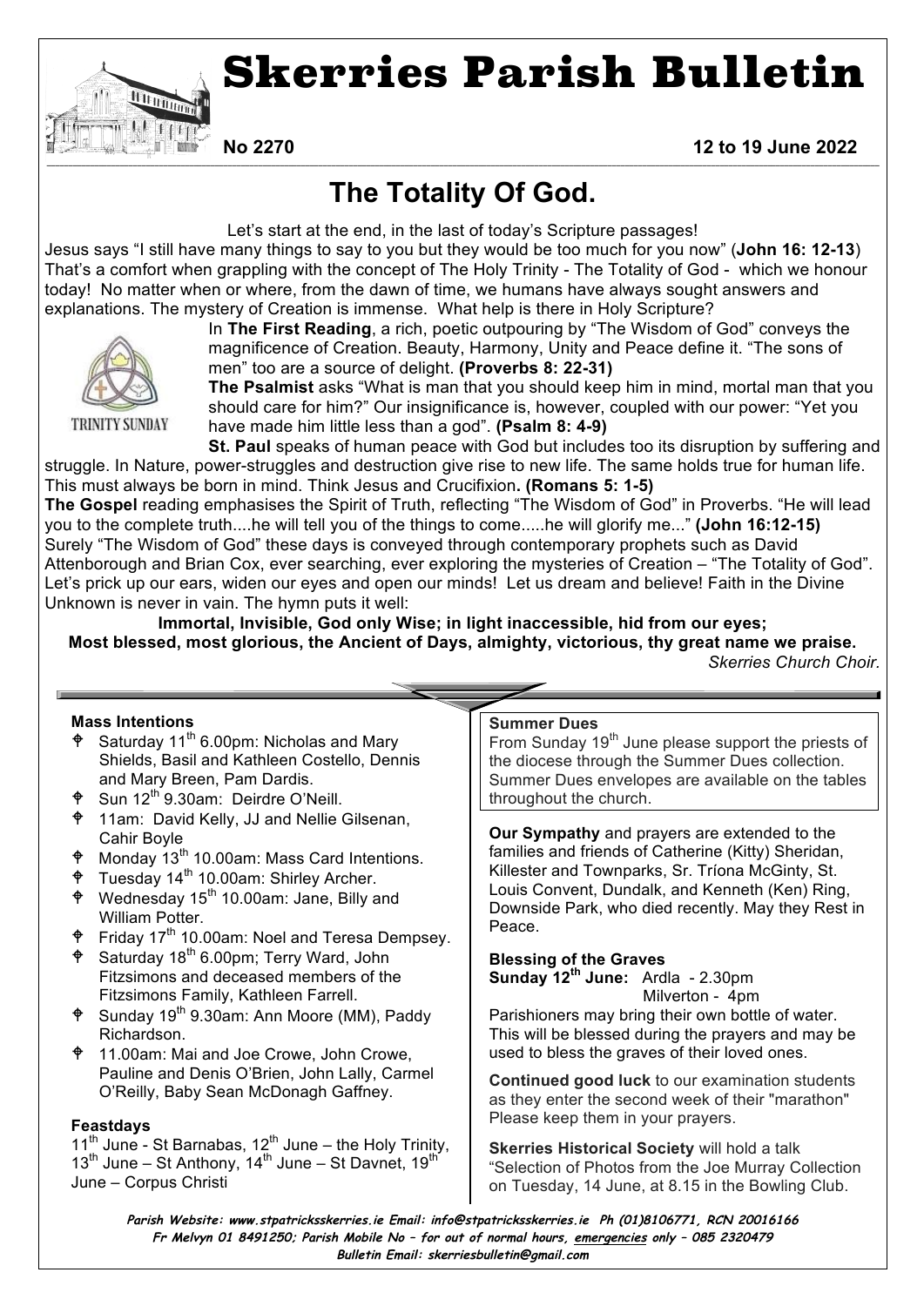# Skerries Parish Bulletin

**No 2270** **12 to 19 June 2022**

## The Totality Of God.

Let's start at the end, in the last of today's Scripture passages!

Jesus says "I still have many things to say to you but they would be too much for you now" (**John 16: 12-13**) That's a comfort when grappling with the concept of The Holy Trinity - The Totality of God - which we honour today! No matter when or where, from the dawn of time, we humans have always sought answers and explanations. The mystery of Creation is immense. What help is there in Holy Scripture?

TRINITY SUNDAY

In **The First Reading**, a rich, poetic outpouring by "The Wisdom of God" conveys the magnificence of Creation. Beauty, Harmony, Unity and Peace define it. "The sons of men" too are a source of delight. **(Proverbs 8: 22-31)**

**The Psalmist** asks "What is man that you should keep him in mind, mortal man that you should care for him?" Our insignificance is, however, coupled with our power: "Yet you have made him little less than a god". **(Psalm 8: 4-9)**

**St. Paul** speaks of human peace with God but includes too its disruption by suffering and struggle. In Nature, power-struggles and destruction give rise to new life. The same holds true for human life. This must always be born in mind. Think Jesus and Crucifixion**. (Romans 5: 1-5)**

**The Gospel** reading emphasises the Spirit of Truth, reflecting "The Wisdom of God" in Proverbs. "He will lead you to the complete truth....he will tell you of the things to come.....he will glorify me..." **(John 16:12-15)**

Surely "The Wisdom of God" these days is conveyed through contemporary prophets such as David Attenborough and Brian Cox, ever searching, ever exploring the mysteries of Creation – "The Totality of God". Let's prick up our ears, widen our eyes and open our minds! Let us dream and believe! Faith in the Divine Unknown is never in vain. The hymn puts it well:

**Immortal, Invisible, God only Wise; in light inaccessible, hid from our eyes;**
**Most blessed, most glorious, the Ancient of Days, almighty, victorious, thy great name we praise.**

*Skerries Church Choir.*

### Mass Intentions

- Saturday 11th 6.00pm: Nicholas and Mary Shields, Basil and Kathleen Costello, Dennis and Mary Breen, Pam Dardis.
- Sun 12th 9.30am: Deirdre O'Neill.
- 11am: David Kelly, JJ and Nellie Gilsenan, Cahir Boyle
- Monday 13th 10.00am: Mass Card Intentions.
- Tuesday 14th 10.00am: Shirley Archer.
- Wednesday 15th 10.00am: Jane, Billy and William Potter.
- Friday 17th 10.00am: Noel and Teresa Dempsey.
- Saturday 18th 6.00pm; Terry Ward, John Fitzsimons and deceased members of the Fitzsimons Family, Kathleen Farrell.
- Sunday 19th 9.30am: Ann Moore (MM), Paddy Richardson.
- 11.00am: Mai and Joe Crowe, John Crowe, Pauline and Denis O'Brien, John Lally, Carmel O'Reilly, Baby Sean McDonagh Gaffney.

### Feastdays

11th June - St Barnabas, 12th June – the Holy Trinity, 13th June – St Anthony, 14th June – St Davnet, 19th June – Corpus Christi

### Summer Dues

From Sunday 19th June please support the priests of the diocese through the Summer Dues collection. Summer Dues envelopes are available on the tables throughout the church.

**Our Sympathy** and prayers are extended to the families and friends of Catherine (Kitty) Sheridan, Killester and Townparks, Sr. Tríona McGinty, St. Louis Convent, Dundalk, and Kenneth (Ken) Ring, Downside Park, who died recently. May they Rest in Peace.

### Blessing of the Graves

**Sunday 12th June:** Ardla - 2.30pm
Milverton - 4pm

Parishioners may bring their own bottle of water. This will be blessed during the prayers and may be used to bless the graves of their loved ones.

**Continued good luck** to our examination students as they enter the second week of their "marathon" Please keep them in your prayers.

**Skerries Historical Society** will hold a talk "Selection of Photos from the Joe Murray Collection on Tuesday, 14 June, at 8.15 in the Bowling Club.

*Parish Website: www.stpatricksskerries.ie Email: info@stpatricksskerries.ie Ph (01)8106771, RCN 20016166*
*Fr Melvyn 01 8491250; Parish Mobile No – for out of normal hours, emergencies only – 085 2320479*
*Bulletin Email: skerriesbulletin@gmail.com*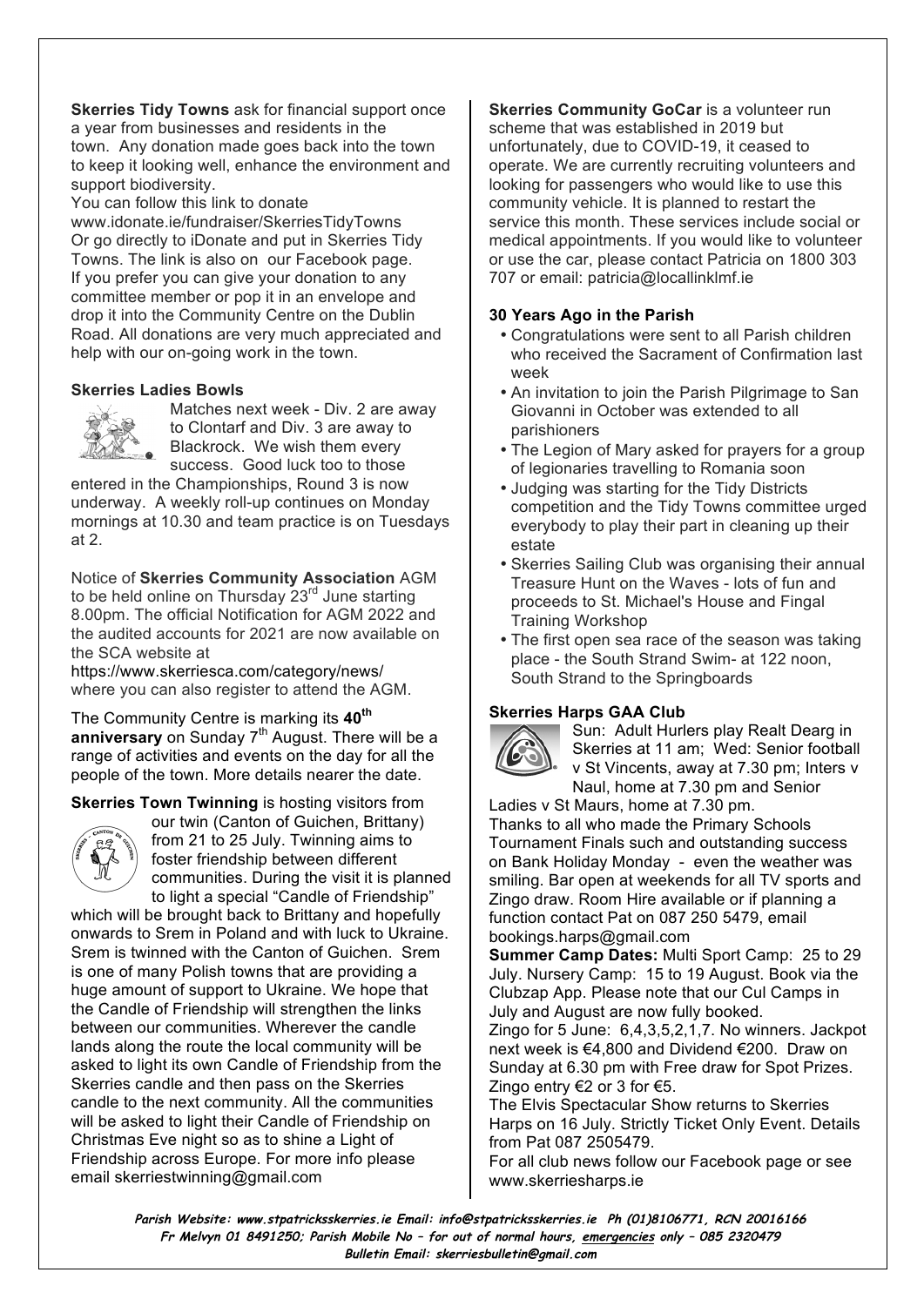**Skerries Tidy Towns** ask for financial support once a year from businesses and residents in the town. Any donation made goes back into the town to keep it looking well, enhance the environment and support biodiversity.

You can follow this link to donate www.idonate.ie/fundraiser/SkerriesTidyTowns Or go directly to iDonate and put in Skerries Tidy Towns. The link is also on our Facebook page. If you prefer you can give your donation to any committee member or pop it in an envelope and drop it into the Community Centre on the Dublin Road. All donations are very much appreciated and help with our on-going work in the town.

**Skerries Ladies Bowls**

Matches next week - Div. 2 are away to Clontarf and Div. 3 are away to Blackrock. We wish them every success. Good luck too to those entered in the Championships, Round 3 is now underway. A weekly roll-up continues on Monday mornings at 10.30 and team practice is on Tuesdays at 2.

Notice of **Skerries Community Association** AGM to be held online on Thursday 23rd June starting 8.00pm. The official Notification for AGM 2022 and the audited accounts for 2021 are now available on the SCA website at https://www.skerriesca.com/category/news/ where you can also register to attend the AGM.

The Community Centre is marking its **40th anniversary** on Sunday 7th August. There will be a range of activities and events on the day for all the people of the town. More details nearer the date.

**Skerries Town Twinning** is hosting visitors from our twin (Canton of Guichen, Brittany) from 21 to 25 July. Twinning aims to foster friendship between different communities. During the visit it is planned to light a special "Candle of Friendship" which will be brought back to Brittany and hopefully onwards to Srem in Poland and with luck to Ukraine. Srem is twinned with the Canton of Guichen. Srem is one of many Polish towns that are providing a huge amount of support to Ukraine. We hope that the Candle of Friendship will strengthen the links between our communities. Wherever the candle lands along the route the local community will be asked to light its own Candle of Friendship from the Skerries candle and then pass on the Skerries candle to the next community. All the communities will be asked to light their Candle of Friendship on Christmas Eve night so as to shine a Light of Friendship across Europe. For more info please email skerriestwinning@gmail.com

**Skerries Community GoCar** is a volunteer run scheme that was established in 2019 but unfortunately, due to COVID-19, it ceased to operate. We are currently recruiting volunteers and looking for passengers who would like to use this community vehicle. It is planned to restart the service this month. These services include social or medical appointments. If you would like to volunteer or use the car, please contact Patricia on 1800 303 707 or email: patricia@locallinklmf.ie

**30 Years Ago in the Parish**

- Congratulations were sent to all Parish children who received the Sacrament of Confirmation last week
- An invitation to join the Parish Pilgrimage to San Giovanni in October was extended to all parishioners
- The Legion of Mary asked for prayers for a group of legionaries travelling to Romania soon
- Judging was starting for the Tidy Districts competition and the Tidy Towns committee urged everybody to play their part in cleaning up their estate
- Skerries Sailing Club was organising their annual Treasure Hunt on the Waves - lots of fun and proceeds to St. Michael's House and Fingal Training Workshop
- The first open sea race of the season was taking place - the South Strand Swim- at 122 noon, South Strand to the Springboards

**Skerries Harps GAA Club**

Sun: Adult Hurlers play Realt Dearg in Skerries at 11 am; Wed: Senior football v St Vincents, away at 7.30 pm; Inters v Naul, home at 7.30 pm and Senior Ladies v St Maurs, home at 7.30 pm.

Thanks to all who made the Primary Schools Tournament Finals such and outstanding success on Bank Holiday Monday - even the weather was smiling. Bar open at weekends for all TV sports and Zingo draw. Room Hire available or if planning a function contact Pat on 087 250 5479, email bookings.harps@gmail.com

**Summer Camp Dates:** Multi Sport Camp: 25 to 29 July. Nursery Camp: 15 to 19 August. Book via the Clubzap App. Please note that our Cul Camps in July and August are now fully booked.

Zingo for 5 June: 6,4,3,5,2,1,7. No winners. Jackpot next week is €4,800 and Dividend €200. Draw on Sunday at 6.30 pm with Free draw for Spot Prizes. Zingo entry €2 or 3 for €5.

The Elvis Spectacular Show returns to Skerries Harps on 16 July. Strictly Ticket Only Event. Details from Pat 087 2505479.

For all club news follow our Facebook page or see www.skerriesharps.ie

*Parish Website: www.stpatricksskerries.ie Email: info@stpatricksskerries.ie Ph (01)8106771, RCN 20016166*
*Fr Melvyn 01 8491250; Parish Mobile No – for out of normal hours, emergencies only – 085 2320479*
*Bulletin Email: skerriesbulletin@gmail.com*